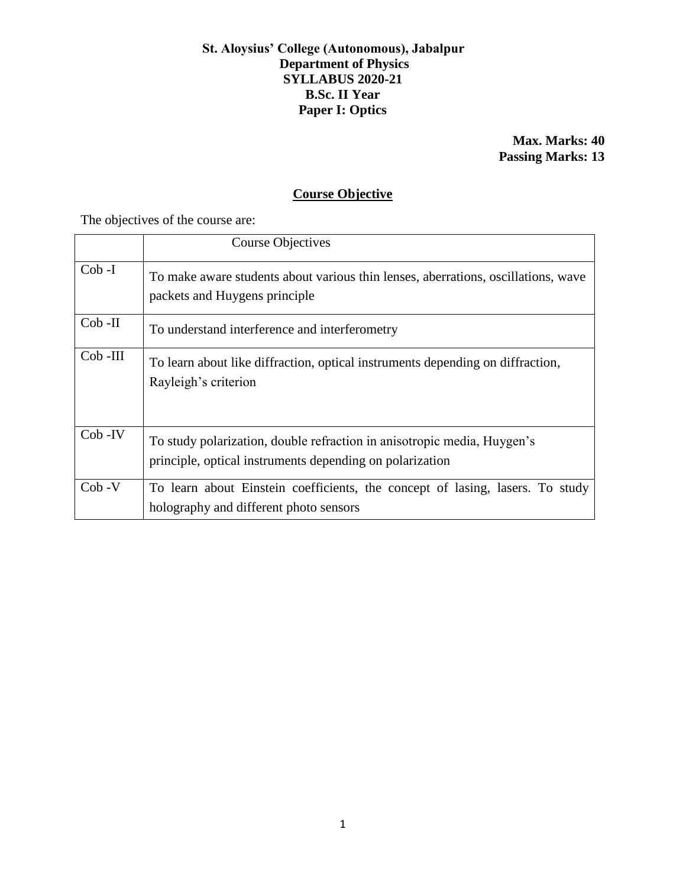**St. Aloysius' College (Autonomous), Jabalpur**
**Department of Physics**
**SYLLABUS 2020-21**
**B.Sc. II Year**
**Paper I: Optics**

**Max. Marks: 40**
**Passing Marks: 13**

## Course Objective

The objectives of the course are:

| | Course Objectives |
|---|---|
| Cob -I | To make aware students about various thin lenses, aberrations, oscillations, wave packets and Huygens principle |
| Cob -II | To understand interference and interferometry |
| Cob -III | To learn about like diffraction, optical instruments depending on diffraction, Rayleigh's criterion |
| Cob -IV | To study polarization, double refraction in anisotropic media, Huygen's principle, optical instruments depending on polarization |
| Cob -V | To learn about Einstein coefficients, the concept of lasing, lasers. To study holography and different photo sensors |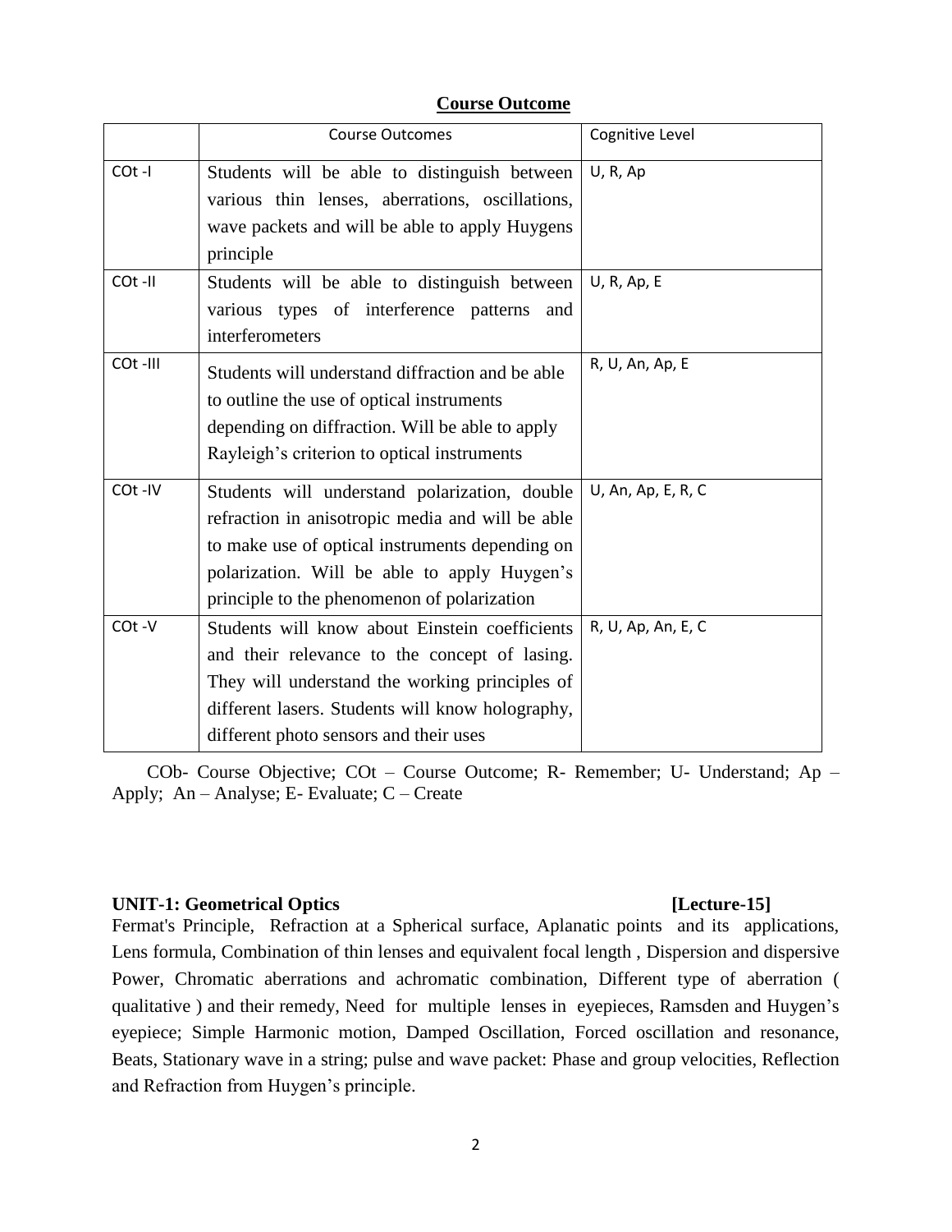## Course Outcome

| | Course Outcomes | Cognitive Level |
|---|---|---|
| COt -I | Students will be able to distinguish between various thin lenses, aberrations, oscillations, wave packets and will be able to apply Huygens principle | U, R, Ap |
| COt -II | Students will be able to distinguish between various types of interference patterns and interferometers | U, R, Ap, E |
| COt -III | Students will understand diffraction and be able to outline the use of optical instruments depending on diffraction. Will be able to apply Rayleigh's criterion to optical instruments | R, U, An, Ap, E |
| COt -IV | Students will understand polarization, double refraction in anisotropic media and will be able to make use of optical instruments depending on polarization. Will be able to apply Huygen's principle to the phenomenon of polarization | U, An, Ap, E, R, C |
| COt -V | Students will know about Einstein coefficients and their relevance to the concept of lasing. They will understand the working principles of different lasers. Students will know holography, different photo sensors and their uses | R, U, Ap, An, E, C |

COb- Course Objective; COt – Course Outcome; R- Remember; U- Understand; Ap – Apply; An – Analyse; E- Evaluate; C – Create

**UNIT-1: Geometrical Optics [Lecture-15]**

Fermat's Principle, Refraction at a Spherical surface, Aplanatic points and its applications, Lens formula, Combination of thin lenses and equivalent focal length , Dispersion and dispersive Power, Chromatic aberrations and achromatic combination, Different type of aberration ( qualitative ) and their remedy, Need for multiple lenses in eyepieces, Ramsden and Huygen's eyepiece; Simple Harmonic motion, Damped Oscillation, Forced oscillation and resonance, Beats, Stationary wave in a string; pulse and wave packet: Phase and group velocities, Reflection and Refraction from Huygen's principle.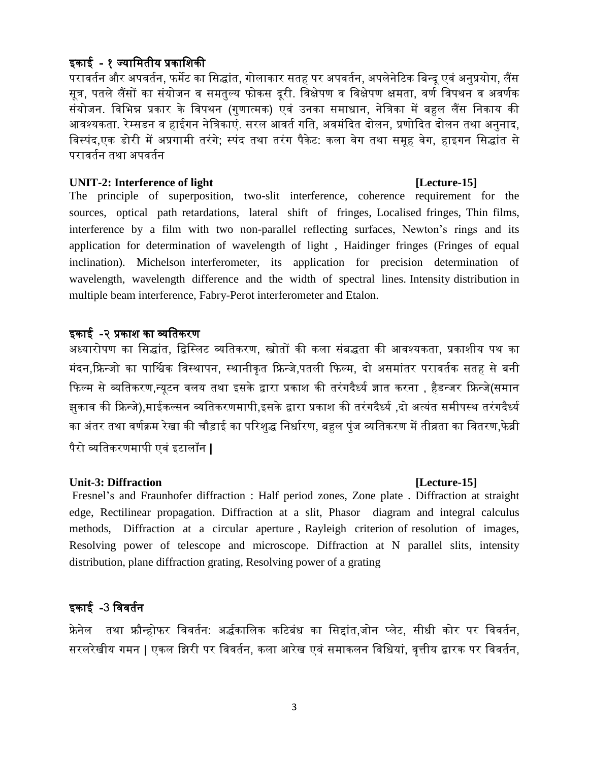### इकाई - १ ज्यामितीय प्रकाशिकी

परावर्तन और अपवर्तन, फर्मेट का सिद्धांत, गोलाकार सतह पर अपवर्तन, अपलेनेटिक बिन्दू एवं अनुप्रयोग, लैंस सूत्र, पतले लैंसों का संयोजन व समतुल्य फोकस दूरी. विक्षेपण व विक्षेपण क्षमता, वर्ण विपथन व अवर्णक संयोजन. विभिन्न प्रकार के विपथन (गुणात्मक) एवं उनका समाधान, नेत्रिका में बहुल लैंस निकाय की आवश्यकता. रेम्सडन व हाईगन नेत्रिकाएं. सरल आवर्त गति, अवमंदित दोलन, प्रणोदित दोलन तथा अनुनाद, विस्पंद,एक डोरी में अप्रगामी तरंगे; स्पंद तथा तरंग पैकेट: कला वेग तथा समूह वेग, हाइगन सिद्धांत से परावर्तन तथा अपवर्तन

### UNIT-2: Interference of light [Lecture-15]

The principle of superposition, two-slit interference, coherence requirement for the sources, optical path retardations, lateral shift of fringes, Localised fringes, Thin films, interference by a film with two non-parallel reflecting surfaces, Newton's rings and its application for determination of wavelength of light , Haidinger fringes (Fringes of equal inclination). Michelson interferometer, its application for precision determination of wavelength, wavelength difference and the width of spectral lines. Intensity distribution in multiple beam interference, Fabry-Perot interferometer and Etalon.

### इकाई -२ प्रकाश का व्यतिकरण

अध्यारोपण का सिद्धांत, द्विस्लिट व्यतिकरण, स्त्रोतों की कला संबद्धता की आवश्यकता, प्रकाशीय पथ का मंदन,फ्रिन्जो का पार्श्विक विस्थापन, स्थानीकृत फ्रिन्जे,पतली फिल्म, दो असमांतर परावर्तक सतह से बनी फिल्म से व्यतिकरण,न्यूटन वलय तथा इसके द्वारा प्रकाश की तरंगदैर्ध्य ज्ञात करना , हैडन्जर फ्रिन्जे(समान झुकाव की फ्रिन्जे),माईकल्सन व्यतिकरणमापी,इसके द्वारा प्रकाश की तरंगदैर्ध्य ,दो अत्यंत समीपस्थ तरंगदैर्ध्य का अंतर तथा वर्णक्रम रेखा की चौड़ाई का परिशुद्ध निर्धारण, बहुल पुंज व्यतिकरण में तीव्रता का वितरण,फेब्री पैरो व्यतिकरणमापी एवं इटालॉन |

### Unit-3: Diffraction [Lecture-15]

Fresnel's and Fraunhofer diffraction : Half period zones, Zone plate . Diffraction at straight edge, Rectilinear propagation. Diffraction at a slit, Phasor diagram and integral calculus methods, Diffraction at a circular aperture , Rayleigh criterion of resolution of images, Resolving power of telescope and microscope. Diffraction at N parallel slits, intensity distribution, plane diffraction grating, Resolving power of a grating

### इकाई -3 विवर्तन

फ्रेनेल तथा फ्रौन्होफर विवर्तन: अर्द्धकालिक कटिबंध का सिद्दांत,जोन प्लेट, सीधी कोर पर विवर्तन, सरलरेखीय गमन | एकल झिरी पर विवर्तन, कला आरेख एवं समाकलन विधियां, वृत्तीय द्वारक पर विवर्तन,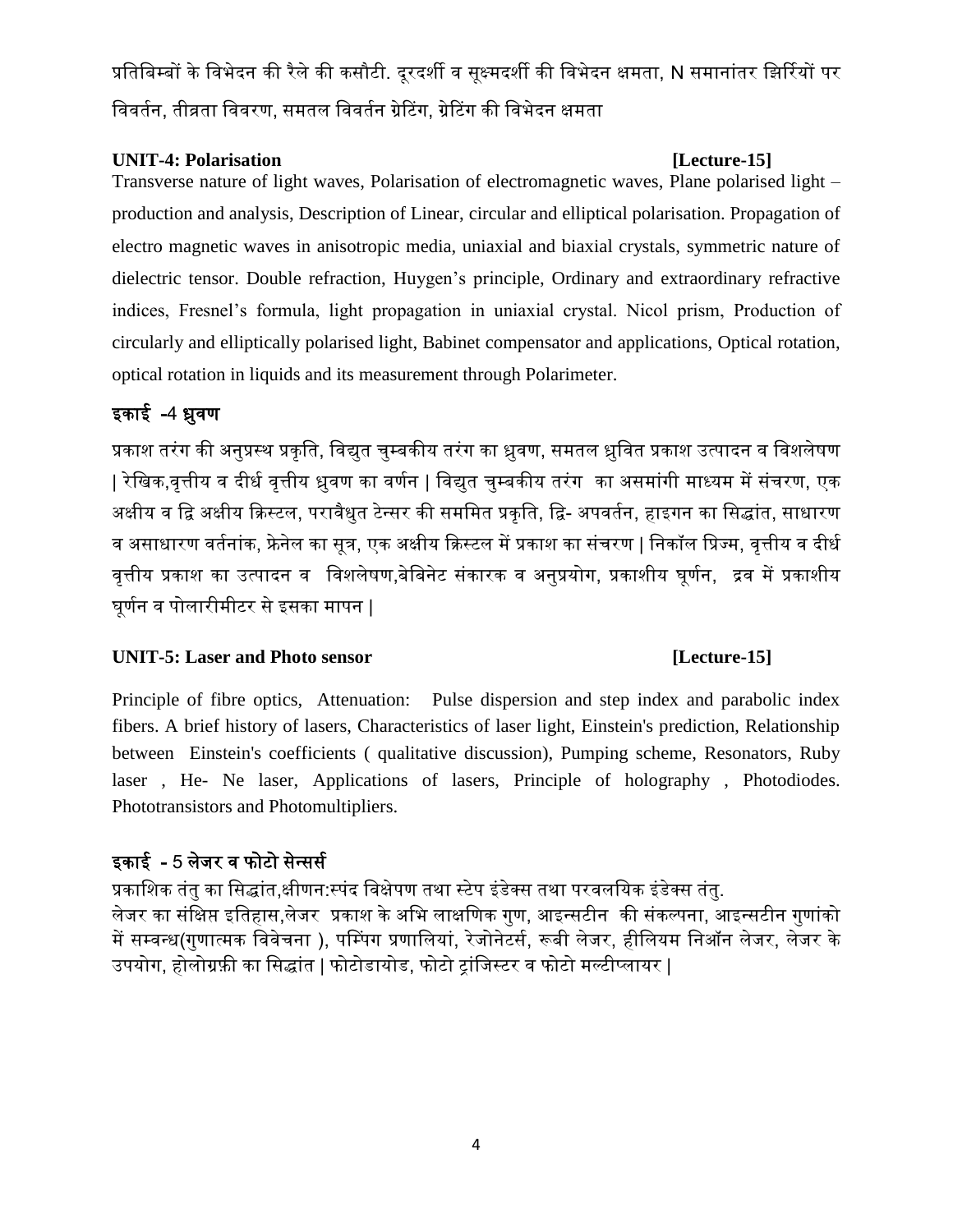प्रतिबिम्बों के विभेदन की रैले की कसौटी. दूरदर्शी व सूक्ष्मदर्शी की विभेदन क्षमता, N समानांतर झिर्रियों पर विवर्तन, तीव्रता विवरण, समतल विवर्तन ग्रेटिंग, ग्रेटिंग की विभेदन क्षमता

**UNIT-4: Polarisation** **[Lecture-15]**

Transverse nature of light waves, Polarisation of electromagnetic waves, Plane polarised light – production and analysis, Description of Linear, circular and elliptical polarisation. Propagation of electro magnetic waves in anisotropic media, uniaxial and biaxial crystals, symmetric nature of dielectric tensor. Double refraction, Huygen's principle, Ordinary and extraordinary refractive indices, Fresnel's formula, light propagation in uniaxial crystal. Nicol prism, Production of circularly and elliptically polarised light, Babinet compensator and applications, Optical rotation, optical rotation in liquids and its measurement through Polarimeter.

**इकाई -4 ध्रुवण**

प्रकाश तरंग की अनुप्रस्थ प्रकृति, विद्युत चुम्बकीय तरंग का ध्रुवण, समतल ध्रुवित प्रकाश उत्पादन व विशलेषण | रेखिक,वृत्तीय व दीर्घ वृत्तीय ध्रुवण का वर्णन | विद्युत चुम्बकीय तरंग का असमांगी माध्यम में संचरण, एक अक्षीय व द्वि अक्षीय क्रिस्टल, परावैधुत टेन्सर की सममित प्रकृति, द्वि- अपवर्तन, हाइगन का सिद्धांत, साधारण व असाधारण वर्तनांक, फ्रेनेल का सूत्र, एक अक्षीय क्रिस्टल में प्रकाश का संचरण | निकॉल प्रिज्म, वृत्तीय व दीर्घ वृत्तीय प्रकाश का उत्पादन व विशलेषण,बेबिनेट संकारक व अनुप्रयोग, प्रकाशीय घूर्णन, द्रव में प्रकाशीय घूर्णन व पोलारीमीटर से इसका मापन |

**UNIT-5: Laser and Photo sensor** **[Lecture-15]**

Principle of fibre optics, Attenuation: Pulse dispersion and step index and parabolic index fibers. A brief history of lasers, Characteristics of laser light, Einstein's prediction, Relationship between Einstein's coefficients ( qualitative discussion), Pumping scheme, Resonators, Ruby laser , He- Ne laser, Applications of lasers, Principle of holography , Photodiodes. Phototransistors and Photomultipliers.

**इकाई - 5 लेजर व फोटो सेन्सर्स**

प्रकाशिक तंतु का सिद्धांत,क्षीणन:स्पंद विक्षेपण तथा स्टेप इंडेक्स तथा परवलयिक इंडेक्स तंतु.
लेजर का संक्षिप्त इतिहास,लेजर प्रकाश के अभि लाक्षणिक गुण, आइन्सटीन की संकल्पना, आइन्सटीन गुणांको में सम्वन्ध(गुणात्मक विवेचना ), पम्पिंग प्रणालियां, रेजोनेटर्स, रूबी लेजर, हीलियम निऑन लेजर, लेजर के उपयोग, होलोग्रफ़ी का सिद्धांत | फोटोडायोड, फोटो ट्रांजिस्टर व फोटो मल्टीप्लायर |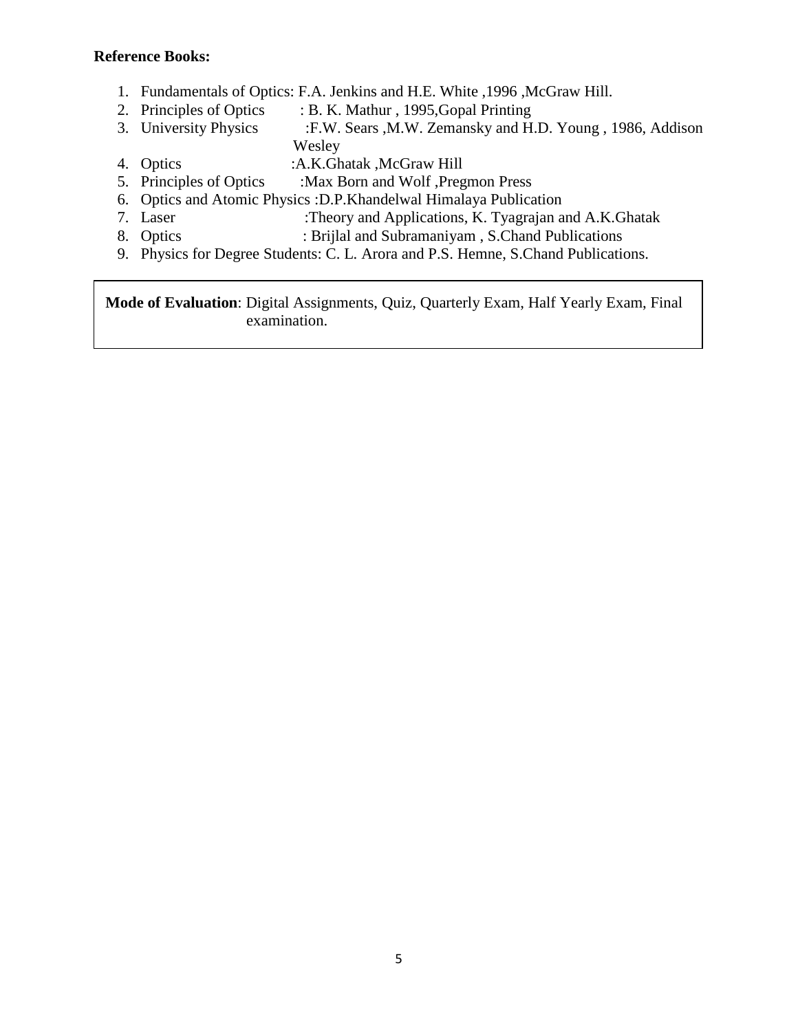**Reference Books:**

1. Fundamentals of Optics: F.A. Jenkins and H.E. White ,1996 ,McGraw Hill.
2. Principles of Optics : B. K. Mathur , 1995,Gopal Printing
3. University Physics :F.W. Sears ,M.W. Zemansky and H.D. Young , 1986, Addison Wesley
4. Optics :A.K.Ghatak ,McGraw Hill
5. Principles of Optics :Max Born and Wolf ,Pregmon Press
6. Optics and Atomic Physics :D.P.Khandelwal Himalaya Publication
7. Laser :Theory and Applications, K. Tyagrajan and A.K.Ghatak
8. Optics : Brijlal and Subramaniyam , S.Chand Publications
9. Physics for Degree Students: C. L. Arora and P.S. Hemne, S.Chand Publications.

**Mode of Evaluation**: Digital Assignments, Quiz, Quarterly Exam, Half Yearly Exam, Final examination.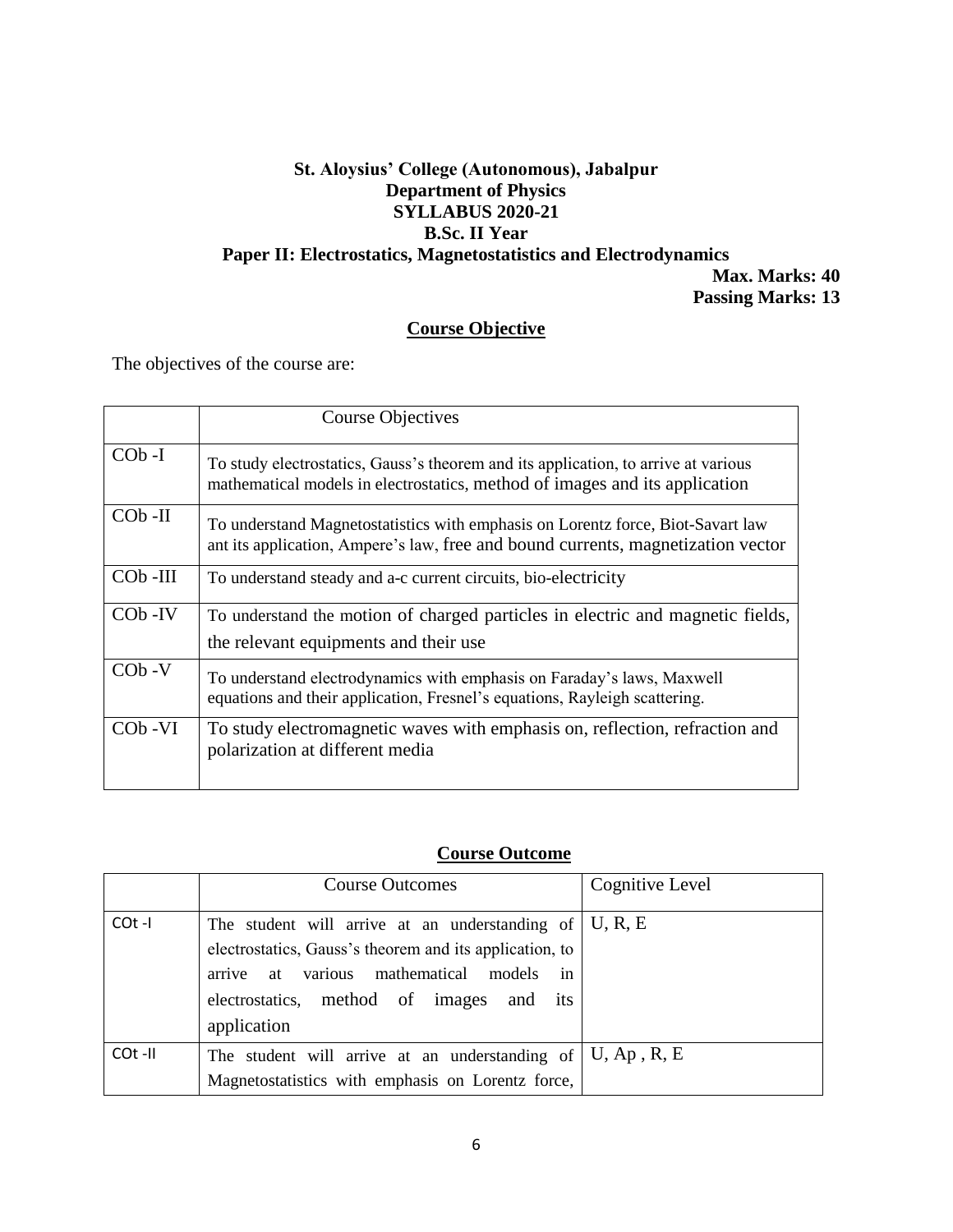# St. Aloysius' College (Autonomous), Jabalpur

## Department of Physics

## SYLLABUS 2020-21

## B.Sc. II Year

## Paper II: Electrostatics, Magnetostatistics and Electrodynamics

**Max. Marks: 40**

**Passing Marks: 13**

### Course Objective

The objectives of the course are:

| | Course Objectives |
|---|---|
| COb -I | To study electrostatics, Gauss's theorem and its application, to arrive at various mathematical models in electrostatics, method of images and its application |
| COb -II | To understand Magnetostatistics with emphasis on Lorentz force, Biot-Savart law ant its application, Ampere's law, free and bound currents, magnetization vector |
| COb -III | To understand steady and a-c current circuits, bio-electricity |
| COb -IV | To understand the motion of charged particles in electric and magnetic fields, the relevant equipments and their use |
| COb -V | To understand electrodynamics with emphasis on Faraday's laws, Maxwell equations and their application, Fresnel's equations, Rayleigh scattering. |
| COb -VI | To study electromagnetic waves with emphasis on, reflection, refraction and polarization at different media |

### Course Outcome

| | Course Outcomes | Cognitive Level |
|---|---|---|
| COt -I | The student will arrive at an understanding of electrostatics, Gauss's theorem and its application, to arrive at various mathematical models in electrostatics, method of images and its application | U, R, E |
| COt -II | The student will arrive at an understanding of Magnetostatistics with emphasis on Lorentz force, | U, Ap , R, E |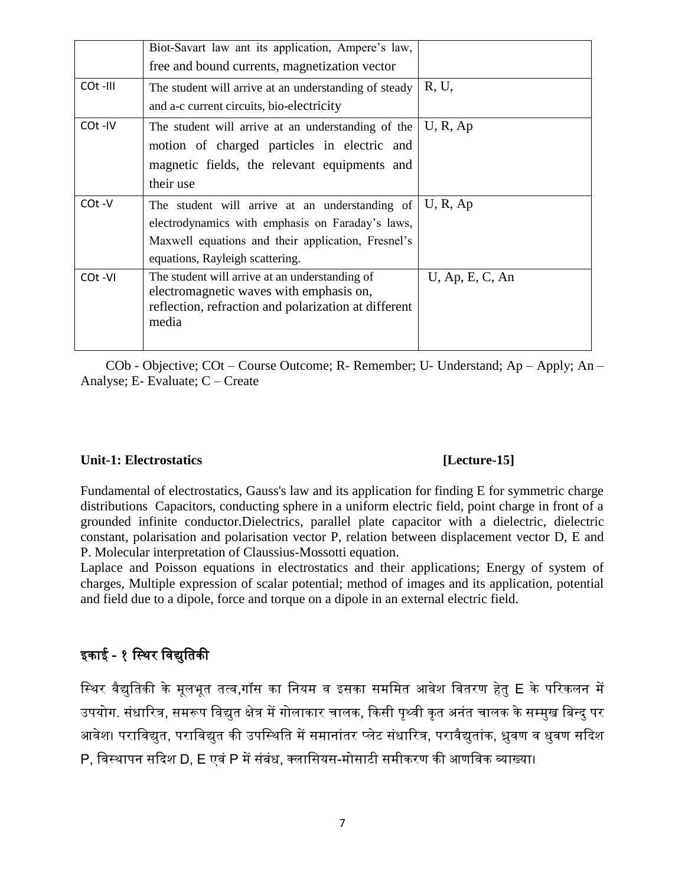|  | Biot-Savart law ant its application, Ampere's law, free and bound currents, magnetization vector |  |
|---|---|---|
| COt -III | The student will arrive at an understanding of steady and a-c current circuits, bio-electricity | R, U, |
| COt -IV | The student will arrive at an understanding of the motion of charged particles in electric and magnetic fields, the relevant equipments and their use | U, R, Ap |
| COt -V | The student will arrive at an understanding of electrodynamics with emphasis on Faraday's laws, Maxwell equations and their application, Fresnel's equations, Rayleigh scattering. | U, R, Ap |
| COt -VI | The student will arrive at an understanding of electromagnetic waves with emphasis on, reflection, refraction and polarization at different media | U, Ap, E, C, An |

COb - Objective; COt – Course Outcome; R- Remember; U- Understand; Ap – Apply; An – Analyse; E- Evaluate; C – Create

**Unit-1: Electrostatics [Lecture-15]**

Fundamental of electrostatics, Gauss's law and its application for finding E for symmetric charge distributions Capacitors, conducting sphere in a uniform electric field, point charge in front of a grounded infinite conductor.Dielectrics, parallel plate capacitor with a dielectric, dielectric constant, polarisation and polarisation vector P, relation between displacement vector D, E and P. Molecular interpretation of Claussius-Mossotti equation.

Laplace and Poisson equations in electrostatics and their applications; Energy of system of charges, Multiple expression of scalar potential; method of images and its application, potential and field due to a dipole, force and torque on a dipole in an external electric field.

## इकाई - १ स्थिर विद्युतिकी

स्थिर वैद्युतिकी के मूलभूत तत्व,गॉस का नियम व इसका सममित आवेश वितरण हेतु E के परिकलन में उपयोग. संधारित्र, समरूप विद्युत क्षेत्र में गोलाकार चालक, किसी पृथ्वी कृत अनंत चालक के सम्मुख बिन्दु पर आवेश। पराविद्युत, पराविद्युत की उपस्थिति में समानांतर प्लेट संधारित्र, परावैद्युतांक, ध्रुवण व ध्रुवण सदिश P, विस्थापन सदिश D, E एवं P में संबंध, क्लासियस-मोसाटी समीकरण की आणविक व्याख्या।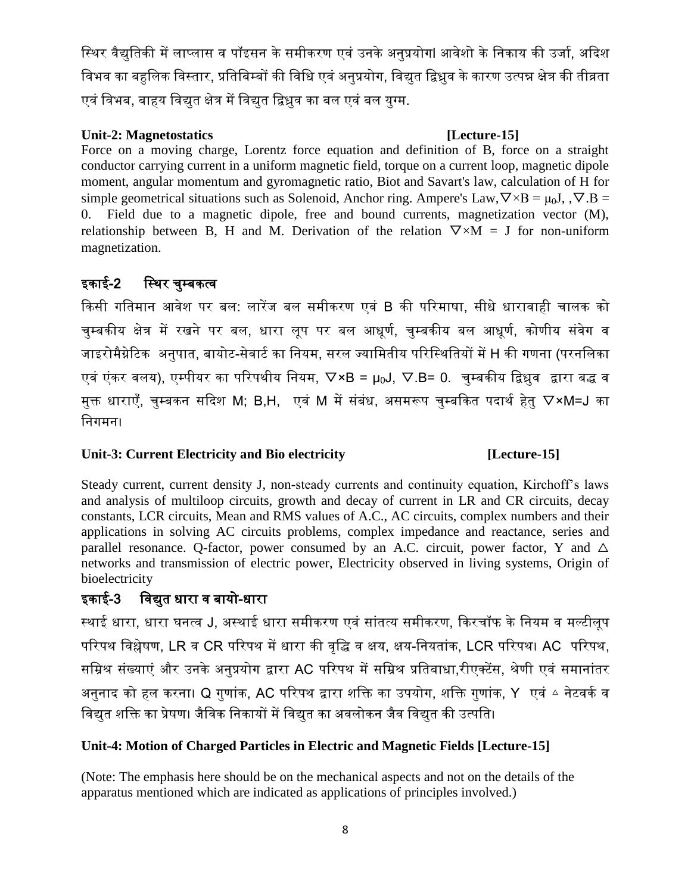स्थिर वैद्युतिकी में लाप्लास व पॉइसन के समीकरण एवं उनके अनुप्रयोग। आवेशो के निकाय की उर्जा, अदिश विभव का बहुलिक विस्तार, प्रतिबिम्बों की विधि एवं अनुप्रयोग, विद्युत द्विध्रुव के कारण उत्पन्न क्षेत्र की तीव्रता एवं विभब, बाहय विद्युत क्षेत्र में विद्युत द्विध्रुव का बल एवं बल युग्म.

**Unit-2: Magnetostatics [Lecture-15]**

Force on a moving charge, Lorentz force equation and definition of B, force on a straight conductor carrying current in a uniform magnetic field, torque on a current loop, magnetic dipole moment, angular momentum and gyromagnetic ratio, Biot and Savart's law, calculation of H for simple geometrical situations such as Solenoid, Anchor ring. Ampere's Law, $\nabla\times B = \mu_0 J$, , $\nabla . B = 0$. Field due to a magnetic dipole, free and bound currents, magnetization vector (M), relationship between B, H and M. Derivation of the relation $\nabla\times M = J$ for non-uniform magnetization.

## इकाई-2 स्थिर चुम्बकत्व

किसी गतिमान आवेश पर बल: लारेंज बल समीकरण एवं B की परिमाषा, सीधे धारावाही चालक को चुम्बकीय क्षेत्र में रखने पर बल, धारा लूप पर बल आधूर्ण, चुम्बकीय बल आधूर्ण, कोणीय संवेग व जाइरोमैग्नेटिक अनुपात, बायोट-सेवार्ट का नियम, सरल ज्यामितीय परिस्थितियों में H की गणना (परनलिका एवं एंकर वलय), एम्पीयर का परिपथीय नियम, $\nabla\times B = \mu_0 J$, $\nabla . B = 0$. चुम्बकीय द्विध्रुव द्वारा बद्ध व मुक्त धाराएँ, चुम्बकन सदिश M; B,H, एवं M में संबंध, असमरूप चुम्बकित पदार्थ हेतु $\nabla\times M = J$ का निगमन।

**Unit-3: Current Electricity and Bio electricity [Lecture-15]**

Steady current, current density J, non-steady currents and continuity equation, Kirchoff's laws and analysis of multiloop circuits, growth and decay of current in LR and CR circuits, decay constants, LCR circuits, Mean and RMS values of A.C., AC circuits, complex numbers and their applications in solving AC circuits problems, complex impedance and reactance, series and parallel resonance. Q-factor, power consumed by an A.C. circuit, power factor, Y and $\triangle$ networks and transmission of electric power, Electricity observed in living systems, Origin of bioelectricity

## इकाई-3 विद्युत धारा व बायो-धारा

स्थाई धारा, धारा घनत्व J, अस्थाई धारा समीकरण एवं सांतत्य समीकरण, किरचॉफ के नियम व मल्टीलूप परिपथ विश्लेषण, LR व CR परिपथ में धारा की वृद्धि व क्षय, क्षय-नियतांक, LCR परिपथ। AC परिपथ, सम्रिश्र संख्याएं और उनके अनुप्रयोग द्वारा AC परिपथ में सम्रिश्र प्रतिबाधा,रीएक्टेंस, श्रेणी एवं समानांतर अनुनाद को हल करना। Q गुणांक, AC परिपथ द्वारा शक्ति का उपयोग, शक्ति गुणांक, Y एवं $\triangle$ नेटवर्क व विद्युत शक्ति का प्रेषण। जैविक निकायों में विद्युत का अवलोकन जैव विद्युत की उत्पति।

**Unit-4: Motion of Charged Particles in Electric and Magnetic Fields [Lecture-15]**

(Note: The emphasis here should be on the mechanical aspects and not on the details of the apparatus mentioned which are indicated as applications of principles involved.)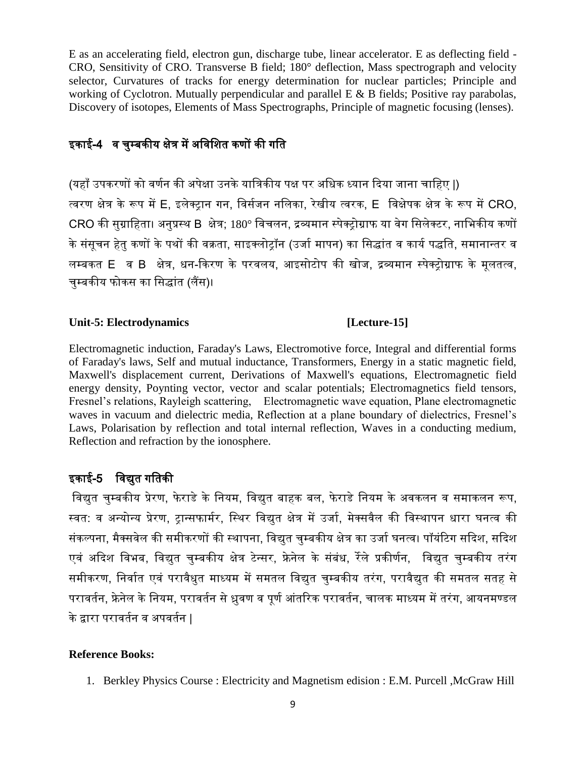E as an accelerating field, electron gun, discharge tube, linear accelerator. E as deflecting field - CRO, Sensitivity of CRO. Transverse B field; 180° deflection, Mass spectrograph and velocity selector, Curvatures of tracks for energy determination for nuclear particles; Principle and working of Cyclotron. Mutually perpendicular and parallel E & B fields; Positive ray parabolas, Discovery of isotopes, Elements of Mass Spectrographs, Principle of magnetic focusing (lenses).

## इकाई-4 व चुम्बकीय क्षेत्र में अविशित कणों की गति

(यहाँ उपकरणों को वर्णन की अपेक्षा उनके यात्रिकीय पक्ष पर अधिक ध्यान दिया जाना चाहिए ।)

त्वरण क्षेत्र के रूप में E, इलेक्ट्रान गन, विर्सजन नलिका, रेखीय त्वरक, E विक्षेपक क्षेत्र के रूप में CRO, CRO की सुग्राहिता। अनुप्रस्थ B क्षेत्र; 180° विचलन, द्रव्यमान स्पेक्ट्रोग्राफ या वेग सिलेक्टर, नाभिकीय कणों के संसूचन हेतु कणों के पथों की वक्रता, साइक्लोट्रॉन (उर्जा मापन) का सिद्धांत व कार्य पद्धति, समानान्तर व लम्बकत E व B क्षेत्र, धन-किरण के परवलय, आइसोटोप की खोज, द्रव्यमान स्पेक्ट्रोग्राफ के मूलतत्व, चुम्बकीय फोकस का सिद्धांत (लैंस)।

## Unit-5: Electrodynamics [Lecture-15]

Electromagnetic induction, Faraday's Laws, Electromotive force, Integral and differential forms of Faraday's laws, Self and mutual inductance, Transformers, Energy in a static magnetic field, Maxwell's displacement current, Derivations of Maxwell's equations, Electromagnetic field energy density, Poynting vector, vector and scalar potentials; Electromagnetics field tensors, Fresnel's relations, Rayleigh scattering, Electromagnetic wave equation, Plane electromagnetic waves in vacuum and dielectric media, Reflection at a plane boundary of dielectrics, Fresnel's Laws, Polarisation by reflection and total internal reflection, Waves in a conducting medium, Reflection and refraction by the ionosphere.

## इकाई-5 विद्युत गतिकी

विद्युत चुम्बकीय प्रेरण, फेराडे के नियम, विद्युत बाहक बल, फेराडे नियम के अवकलन व समाकलन रूप, स्वत: व अन्योन्य प्रेरण, ट्रान्सफार्मर, स्थिर विद्युत क्षेत्र में उर्जा, मेक्सवैल की विस्थापन धारा घनत्व की संकल्पना, मैक्सवेल की समीकरणों की स्थापना, विद्युत चुम्बकीय क्षेत्र का उर्जा घनत्व। पॉयंटिग सदिश, सदिश एवं अदिश विभव, विद्युत चुम्बकीय क्षेत्र टेन्सर, फ्रेनेल के संबंध, रैंले प्रकीर्णन, विद्युत चुम्बकीय तरंग समीकरण, निर्वात एवं परावैधुत माध्यम में समतल विद्युत चुम्बकीय तरंग, परावैद्युत की समतल सतह से परावर्तन, फ्रेनेल के नियम, परावर्तन से ध्रुवण व पूर्ण आंतरिक परावर्तन, चालक माध्यम में तरंग, आयनमण्डल के द्वारा परावर्तन व अपवर्तन |

**Reference Books:**

1. Berkley Physics Course : Electricity and Magnetism edision : E.M. Purcell ,McGraw Hill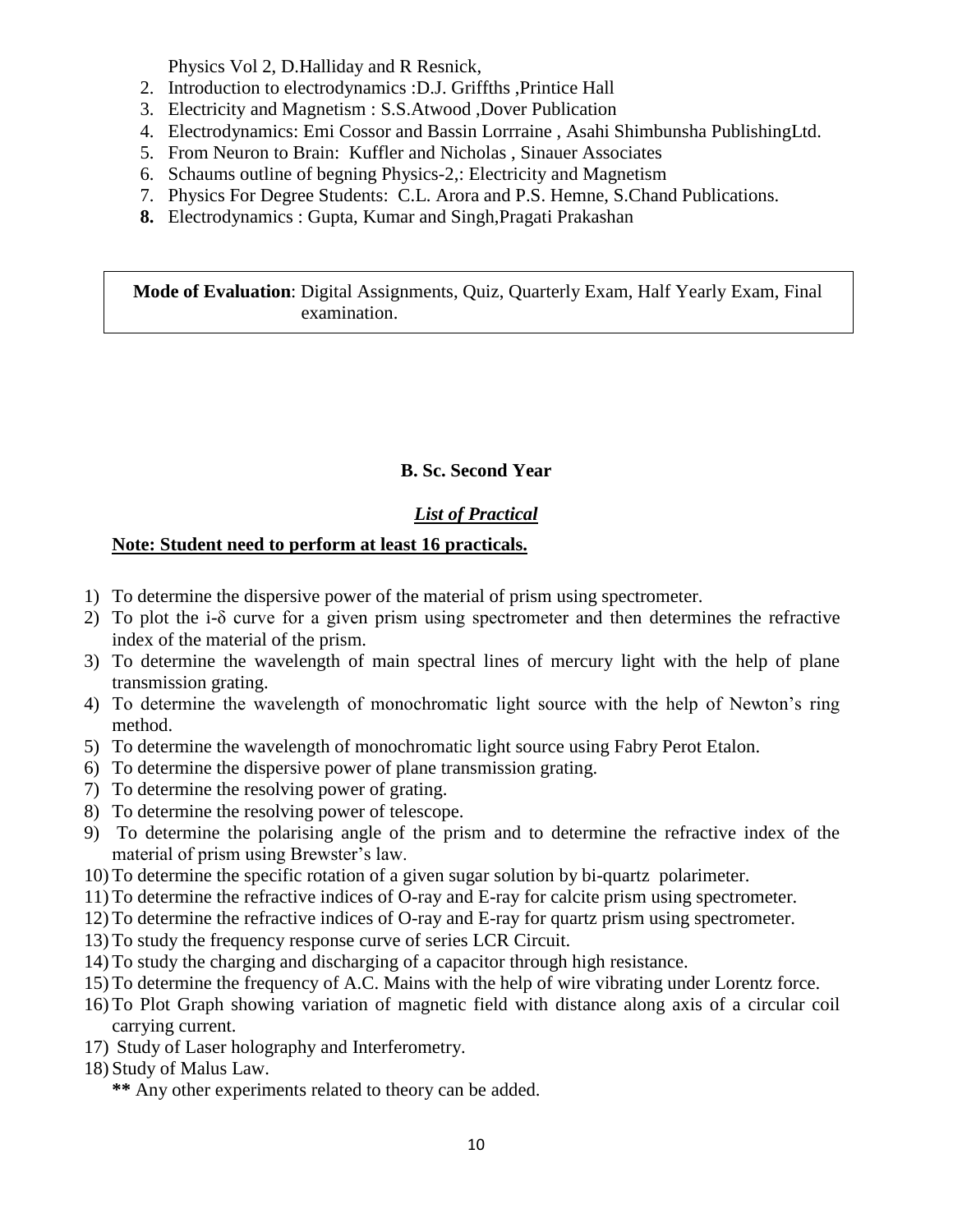Physics Vol 2, D.Halliday and R Resnick,

2. Introduction to electrodynamics :D.J. Griffths ,Printice Hall
3. Electricity and Magnetism : S.S.Atwood ,Dover Publication
4. Electrodynamics: Emi Cossor and Bassin Lorrraine , Asahi Shimbunsha PublishingLtd.
5. From Neuron to Brain: Kuffler and Nicholas , Sinauer Associates
6. Schaums outline of begning Physics-2,: Electricity and Magnetism
7. Physics For Degree Students: C.L. Arora and P.S. Hemne, S.Chand Publications.
8. Electrodynamics : Gupta, Kumar and Singh,Pragati Prakashan

**Mode of Evaluation**: Digital Assignments, Quiz, Quarterly Exam, Half Yearly Exam, Final examination.

## B. Sc. Second Year

### *List of Practical*

**Note: Student need to perform at least 16 practicals.**

1) To determine the dispersive power of the material of prism using spectrometer.
2) To plot the i-$\delta$ curve for a given prism using spectrometer and then determines the refractive index of the material of the prism.
3) To determine the wavelength of main spectral lines of mercury light with the help of plane transmission grating.
4) To determine the wavelength of monochromatic light source with the help of Newton's ring method.
5) To determine the wavelength of monochromatic light source using Fabry Perot Etalon.
6) To determine the dispersive power of plane transmission grating.
7) To determine the resolving power of grating.
8) To determine the resolving power of telescope.
9) To determine the polarising angle of the prism and to determine the refractive index of the material of prism using Brewster's law.
10) To determine the specific rotation of a given sugar solution by bi-quartz polarimeter.
11) To determine the refractive indices of O-ray and E-ray for calcite prism using spectrometer.
12) To determine the refractive indices of O-ray and E-ray for quartz prism using spectrometer.
13) To study the frequency response curve of series LCR Circuit.
14) To study the charging and discharging of a capacitor through high resistance.
15) To determine the frequency of A.C. Mains with the help of wire vibrating under Lorentz force.
16) To Plot Graph showing variation of magnetic field with distance along axis of a circular coil carrying current.
17) Study of Laser holography and Interferometry.
18) Study of Malus Law.

**\*\*** Any other experiments related to theory can be added.